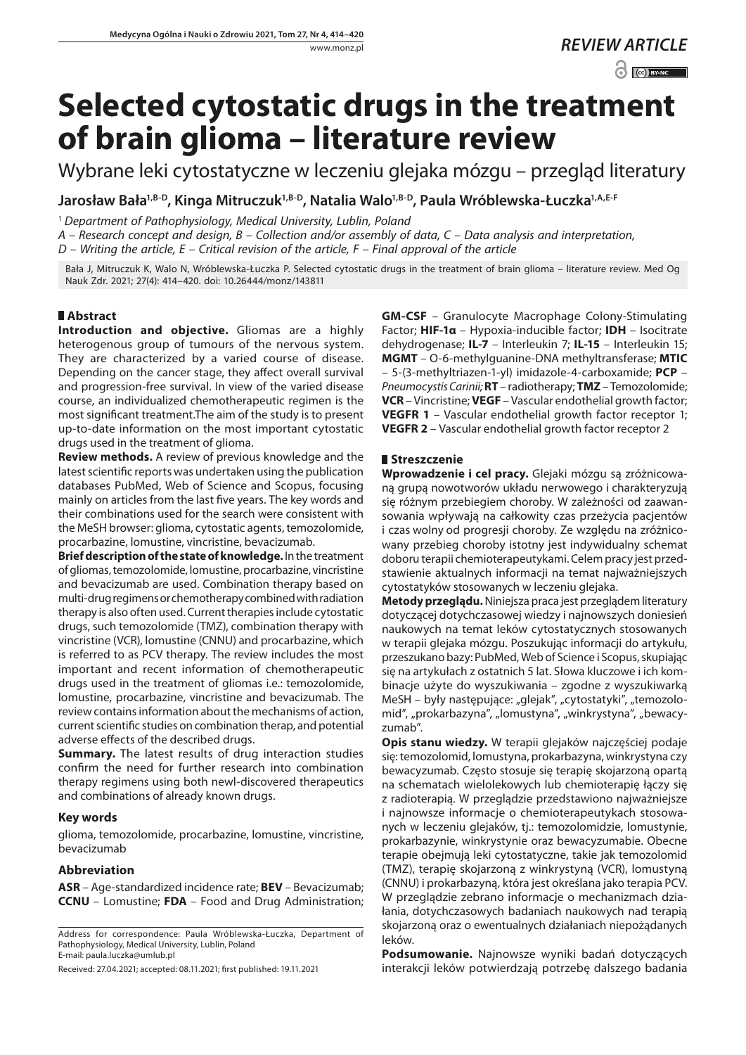REVIEW ARTICLE

# Selected cytostatic drugs in the treatment of brain glioma – literature review

Wybrane leki cytostatyczne w leczeniu glejaka mózgu – przegląd literatury

**Jarosław Bała[1,B-D], Kinga Mitruczuk[1,B-D], Natalia Walo[1,B-D], Paula Wróblewska-Łuczka[1,A,E-F]**

[1] *Department of Pathophysiology, Medical University, Lublin, Poland*

*A – Research concept and design, B – Collection and/or assembly of data, C – Data analysis and interpretation, D – Writing the article, E – Critical revision of the article, F – Final approval of the article*

Bała J, Mitruczuk K, Walo N, Wróblewska-Łuczka P. Selected cytostatic drugs in the treatment of brain glioma – literature review. Med Og Nauk Zdr. 2021; 27(4): 414–420. doi: 10.26444/monz/143811

## Abstract

**Introduction and objective.** Gliomas are a highly heterogenous group of tumours of the nervous system. They are characterized by a varied course of disease. Depending on the cancer stage, they affect overall survival and progression-free survival. In view of the varied disease course, an individualized chemotherapeutic regimen is the most significant treatment.The aim of the study is to present up-to-date information on the most important cytostatic drugs used in the treatment of glioma.

**Review methods.** A review of previous knowledge and the latest scientific reports was undertaken using the publication databases PubMed, Web of Science and Scopus, focusing mainly on articles from the last five years. The key words and their combinations used for the search were consistent with the MeSH browser: glioma, cytostatic agents, temozolomide, procarbazine, lomustine, vincristine, bevacizumab.

**Brief description of the state of knowledge.** In the treatment of gliomas, temozolomide, lomustine, procarbazine, vincristine and bevacizumab are used. Combination therapy based on multi-drug regimens or chemotherapy combined with radiation therapy is also often used. Current therapies include cytostatic drugs, such temozolomide (TMZ), combination therapy with vincristine (VCR), lomustine (CNNU) and procarbazine, which is referred to as PCV therapy. The review includes the most important and recent information of chemotherapeutic drugs used in the treatment of gliomas i.e.: temozolomide, lomustine, procarbazine, vincristine and bevacizumab. The review contains information about the mechanisms of action, current scientific studies on combination therap, and potential adverse effects of the described drugs.

**Summary.** The latest results of drug interaction studies confirm the need for further research into combination therapy regimens using both newl-discovered therapeutics and combinations of already known drugs.

### Key words

glioma, temozolomide, procarbazine, lomustine, vincristine, bevacizumab

### Abbreviation

**ASR** – Age-standardized incidence rate; **BEV** – Bevacizumab; **CCNU** – Lomustine; **FDA** – Food and Drug Administration; **GM-CSF** – Granulocyte Macrophage Colony-Stimulating Factor; **HIF-1α** – Hypoxia-inducible factor; **IDH** – Isocitrate dehydrogenase; **IL-7** – Interleukin 7; **IL-15** – Interleukin 15; **MGMT** – O-6-methylguanine-DNA methyltransferase; **MTIC** – 5-(3-methyltriazen-1-yl) imidazole-4-carboxamide; **PCP** – *Pneumocystis Carinii;* **RT** – radiotherapy; **TMZ** – Temozolomide; **VCR** – Vincristine; **VEGF** – Vascular endothelial growth factor; **VEGFR 1** – Vascular endothelial growth factor receptor 1; **VEGFR 2** – Vascular endothelial growth factor receptor 2

## Streszczenie

**Wprowadzenie i cel pracy.** Glejaki mózgu są zróżnicowaną grupą nowotworów układu nerwowego i charakteryzują się różnym przebiegiem choroby. W zależności od zaawansowania wpływają na całkowity czas przeżycia pacjentów i czas wolny od progresji choroby. Ze względu na zróżnicowany przebieg choroby istotny jest indywidualny schemat doboru terapii chemioterapeutykami. Celem pracy jest przedstawienie aktualnych informacji na temat najważniejszych cytostatyków stosowanych w leczeniu glejaka.

**Metody przeglądu.** Niniejsza praca jest przeglądem literatury dotyczącej dotychczasowej wiedzy i najnowszych doniesień naukowych na temat leków cytostatycznych stosowanych w terapii glejaka mózgu. Poszukując informacji do artykułu, przeszukano bazy: PubMed, Web of Science i Scopus, skupiając się na artykułach z ostatnich 5 lat. Słowa kluczowe i ich kombinacje użyte do wyszukiwania – zgodne z wyszukiwarką MeSH – były następujące: „glejak", „cytostatyki", „temozolomid", „prokarbazyna", „lomustyna", „winkrystyna", „bewacyzumab".

**Opis stanu wiedzy.** W terapii glejaków najczęściej podaje się: temozolomid, lomustyna, prokarbazyna, winkrystyna czy bewacyzumab. Często stosuje się terapię skojarzoną opartą na schematach wielolekowych lub chemioterapię łączy się z radioterapią. W przeglądzie przedstawiono najważniejsze i najnowsze informacje o chemioterapeutykach stosowanych w leczeniu glejaków, tj.: temozolomidzie, lomustynie, prokarbazynie, winkrystynie oraz bewacyzumabie. Obecne terapie obejmują leki cytostatyczne, takie jak temozolomid (TMZ), terapię skojarzoną z winkrystyną (VCR), lomustyną (CNNU) i prokarbazyną, która jest określana jako terapia PCV. W przeglądzie zebrano informacje o mechanizmach działania, dotychczasowych badaniach naukowych nad terapią skojarzoną oraz o ewentualnych działaniach niepożądanych leków.

**Podsumowanie.** Najnowsze wyniki badań dotyczących interakcji leków potwierdzają potrzebę dalszego badania

Address for correspondence: Paula Wróblewska-Łuczka, Department of Pathophysiology, Medical University, Lublin, Poland
E-mail: paula.luczka@umlub.pl

Received: 27.04.2021; accepted: 08.11.2021; first published: 19.11.2021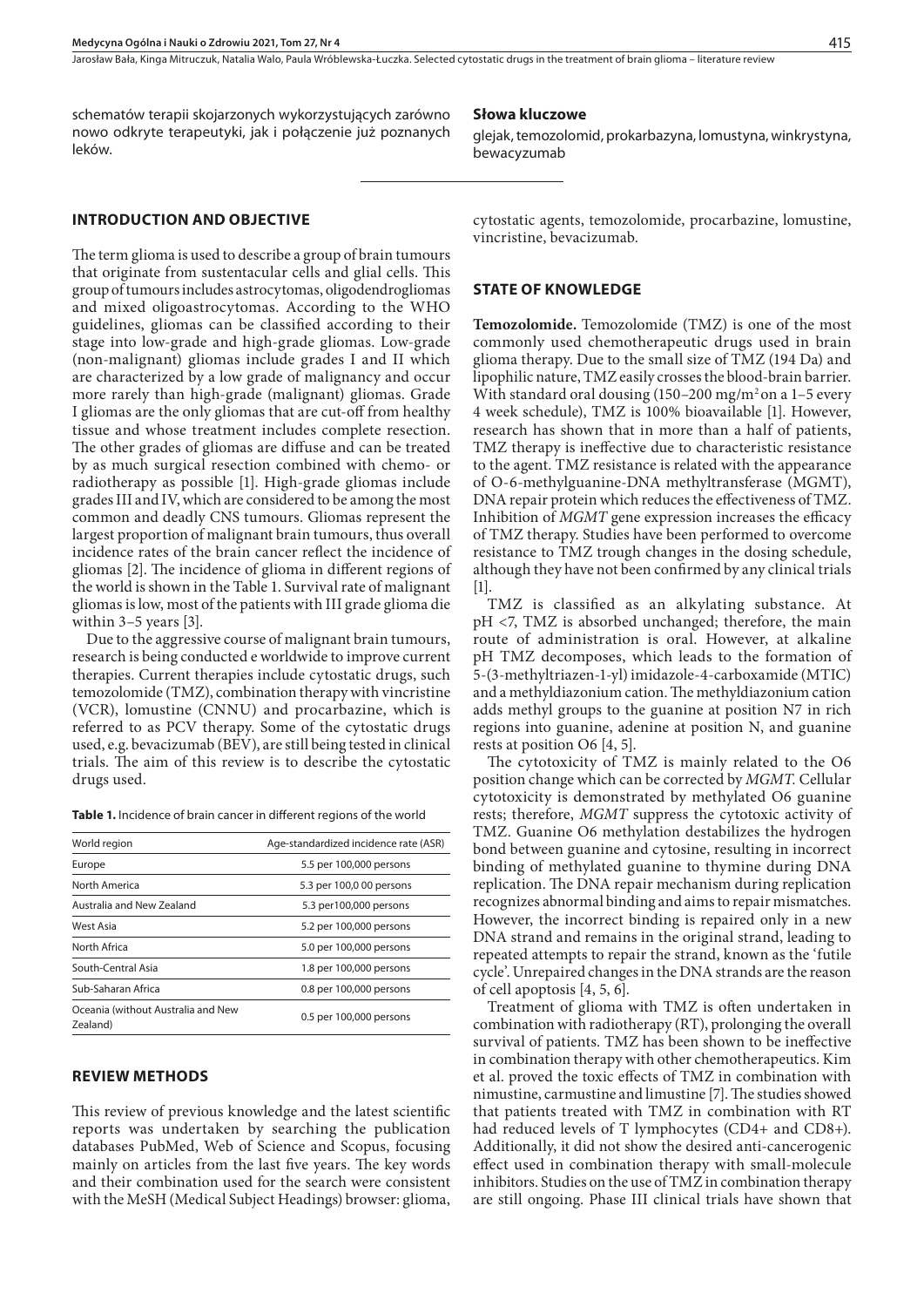schematów terapii skojarzonych wykorzystujących zarówno nowo odkryte terapeutyki, jak i połączenie już poznanych leków.

**Słowa kluczowe**

glejak, temozolomid, prokarbazyna, lomustyna, winkrystyna, bewacyzumab

## INTRODUCTION AND OBJECTIVE

The term glioma is used to describe a group of brain tumours that originate from sustentacular cells and glial cells. This group of tumours includes astrocytomas, oligodendrogliomas and mixed oligoastrocytomas. According to the WHO guidelines, gliomas can be classified according to their stage into low-grade and high-grade gliomas. Low-grade (non-malignant) gliomas include grades I and II which are characterized by a low grade of malignancy and occur more rarely than high-grade (malignant) gliomas. Grade I gliomas are the only gliomas that are cut-off from healthy tissue and whose treatment includes complete resection. The other grades of gliomas are diffuse and can be treated by as much surgical resection combined with chemo- or radiotherapy as possible [1]. High-grade gliomas include grades III and IV, which are considered to be among the most common and deadly CNS tumours. Gliomas represent the largest proportion of malignant brain tumours, thus overall incidence rates of the brain cancer reflect the incidence of gliomas [2]. The incidence of glioma in different regions of the world is shown in the Table 1. Survival rate of malignant gliomas is low, most of the patients with III grade glioma die within 3–5 years [3].

Due to the aggressive course of malignant brain tumours, research is being conducted e worldwide to improve current therapies. Current therapies include cytostatic drugs, such temozolomide (TMZ), combination therapy with vincristine (VCR), lomustine (CNNU) and procarbazine, which is referred to as PCV therapy. Some of the cytostatic drugs used, e.g. bevacizumab (BEV), are still being tested in clinical trials. The aim of this review is to describe the cytostatic drugs used.

**Table 1.** Incidence of brain cancer in different regions of the world

| World region | Age-standardized incidence rate (ASR) |
|---|---|
| Europe | 5.5 per 100,000 persons |
| North America | 5.3 per 100,0 00 persons |
| Australia and New Zealand | 5.3 per100,000 persons |
| West Asia | 5.2 per 100,000 persons |
| North Africa | 5.0 per 100,000 persons |
| South-Central Asia | 1.8 per 100,000 persons |
| Sub-Saharan Africa | 0.8 per 100,000 persons |
| Oceania (without Australia and New Zealand) | 0.5 per 100,000 persons |

## REVIEW METHODS

This review of previous knowledge and the latest scientific reports was undertaken by searching the publication databases PubMed, Web of Science and Scopus, focusing mainly on articles from the last five years. The key words and their combination used for the search were consistent with the MeSH (Medical Subject Headings) browser: glioma, cytostatic agents, temozolomide, procarbazine, lomustine, vincristine, bevacizumab.

## STATE OF KNOWLEDGE

**Temozolomide.** Temozolomide (TMZ) is one of the most commonly used chemotherapeutic drugs used in brain glioma therapy. Due to the small size of TMZ (194 Da) and lipophilic nature, TMZ easily crosses the blood-brain barrier. With standard oral dousing (150–200 mg/m$^2$ on a 1–5 every 4 week schedule), TMZ is 100% bioavailable [1]. However, research has shown that in more than a half of patients, TMZ therapy is ineffective due to characteristic resistance to the agent. TMZ resistance is related with the appearance of O-6-methylguanine-DNA methyltransferase (MGMT), DNA repair protein which reduces the effectiveness of TMZ. Inhibition of *MGMT* gene expression increases the efficacy of TMZ therapy. Studies have been performed to overcome resistance to TMZ trough changes in the dosing schedule, although they have not been confirmed by any clinical trials [1].

TMZ is classified as an alkylating substance. At pH <7, TMZ is absorbed unchanged; therefore, the main route of administration is oral. However, at alkaline pH TMZ decomposes, which leads to the formation of 5-(3-methyltriazen-1-yl) imidazole-4-carboxamide (MTIC) and a methyldiazonium cation. The methyldiazonium cation adds methyl groups to the guanine at position N7 in rich regions into guanine, adenine at position N, and guanine rests at position O6 [4, 5].

The cytotoxicity of TMZ is mainly related to the O6 position change which can be corrected by *MGMT*. Cellular cytotoxicity is demonstrated by methylated O6 guanine rests; therefore, *MGMT* suppress the cytotoxic activity of TMZ. Guanine O6 methylation destabilizes the hydrogen bond between guanine and cytosine, resulting in incorrect binding of methylated guanine to thymine during DNA replication. The DNA repair mechanism during replication recognizes abnormal binding and aims to repair mismatches. However, the incorrect binding is repaired only in a new DNA strand and remains in the original strand, leading to repeated attempts to repair the strand, known as the 'futile cycle'. Unrepaired changes in the DNA strands are the reason of cell apoptosis [4, 5, 6].

Treatment of glioma with TMZ is often undertaken in combination with radiotherapy (RT), prolonging the overall survival of patients. TMZ has been shown to be ineffective in combination therapy with other chemotherapeutics. Kim et al. proved the toxic effects of TMZ in combination with nimustine, carmustine and limustine [7]. The studies showed that patients treated with TMZ in combination with RT had reduced levels of T lymphocytes (CD4+ and CD8+). Additionally, it did not show the desired anti-cancerogenic effect used in combination therapy with small-molecule inhibitors. Studies on the use of TMZ in combination therapy are still ongoing. Phase III clinical trials have shown that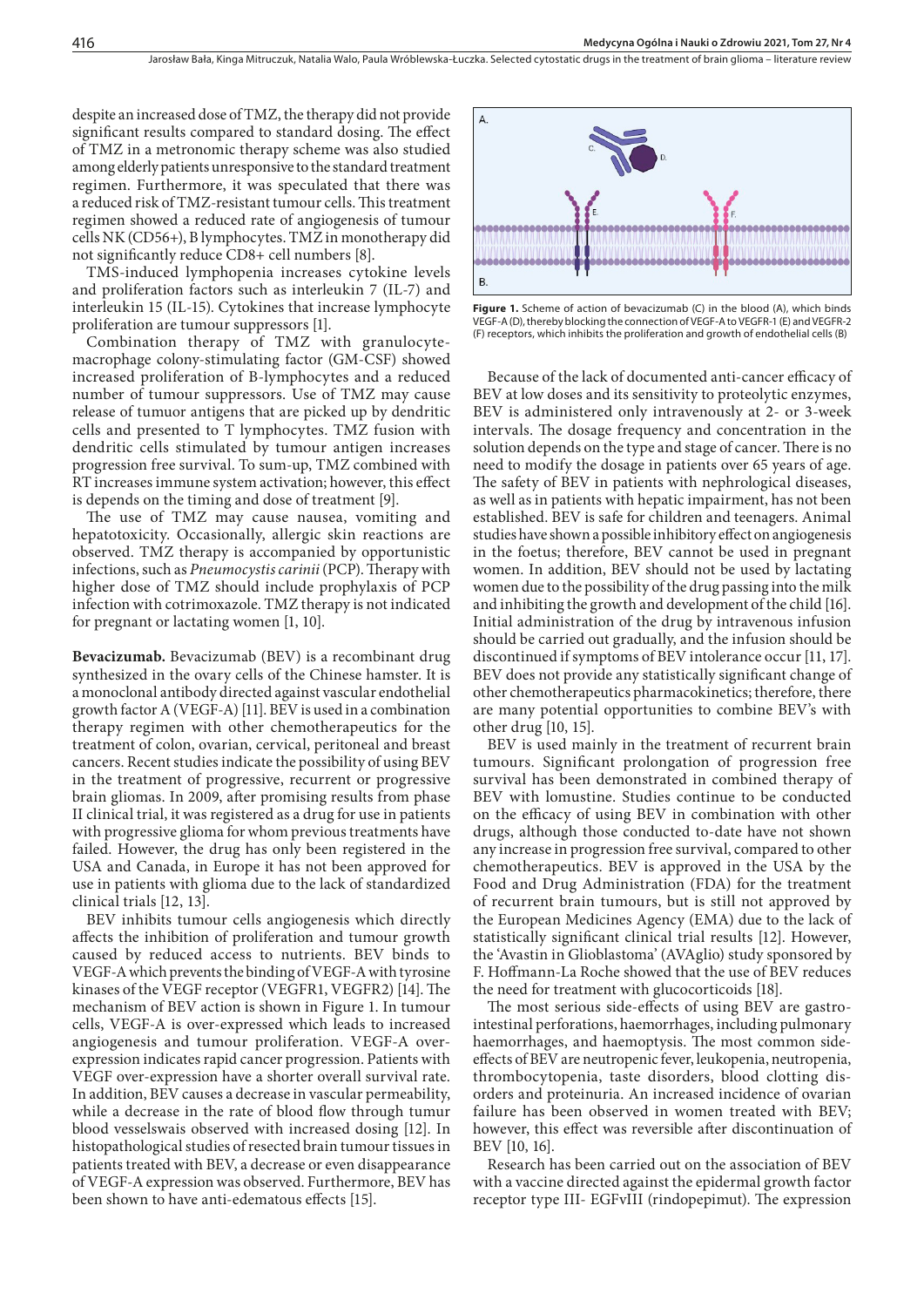despite an increased dose of TMZ, the therapy did not provide significant results compared to standard dosing. The effect of TMZ in a metronomic therapy scheme was also studied among elderly patients unresponsive to the standard treatment regimen. Furthermore, it was speculated that there was a reduced risk of TMZ-resistant tumour cells. This treatment regimen showed a reduced rate of angiogenesis of tumour cells NK (CD56+), B lymphocytes. TMZ in monotherapy did not significantly reduce CD8+ cell numbers [8].

TMS-induced lymphopenia increases cytokine levels and proliferation factors such as interleukin 7 (IL-7) and interleukin 15 (IL-15). Cytokines that increase lymphocyte proliferation are tumour suppressors [1].

Combination therapy of TMZ with granulocyte-macrophage colony-stimulating factor (GM-CSF) showed increased proliferation of B-lymphocytes and a reduced number of tumour suppressors. Use of TMZ may cause release of tumour antigens that are picked up by dendritic cells and presented to T lymphocytes. TMZ fusion with dendritic cells stimulated by tumour antigen increases progression free survival. To sum-up, TMZ combined with RT increases immune system activation; however, this effect is depends on the timing and dose of treatment [9].

The use of TMZ may cause nausea, vomiting and hepatotoxicity. Occasionally, allergic skin reactions are observed. TMZ therapy is accompanied by opportunistic infections, such as *Pneumocystis carinii* (PCP). Therapy with higher dose of TMZ should include prophylaxis of PCP infection with cotrimoxazole. TMZ therapy is not indicated for pregnant or lactating women [1, 10].

**Bevacizumab.** Bevacizumab (BEV) is a recombinant drug synthesized in the ovary cells of the Chinese hamster. It is a monoclonal antibody directed against vascular endothelial growth factor A (VEGF-A) [11]. BEV is used in a combination therapy regimen with other chemotherapeutics for the treatment of colon, ovarian, cervical, peritoneal and breast cancers. Recent studies indicate the possibility of using BEV in the treatment of progressive, recurrent or progressive brain gliomas. In 2009, after promising results from phase II clinical trial, it was registered as a drug for use in patients with progressive glioma for whom previous treatments have failed. However, the drug has only been registered in the USA and Canada, in Europe it has not been approved for use in patients with glioma due to the lack of standardized clinical trials [12, 13].

BEV inhibits tumour cells angiogenesis which directly affects the inhibition of proliferation and tumour growth caused by reduced access to nutrients. BEV binds to VEGF-A which prevents the binding of VEGF-A with tyrosine kinases of the VEGF receptor (VEGFR1, VEGFR2) [14]. The mechanism of BEV action is shown in Figure 1. In tumour cells, VEGF-A is over-expressed which leads to increased angiogenesis and tumour proliferation. VEGF-A over-expression indicates rapid cancer progression. Patients with VEGF over-expression have a shorter overall survival rate. In addition, BEV causes a decrease in vascular permeability, while a decrease in the rate of blood flow through tumur blood vesselswais observed with increased dosing [12]. In histopathological studies of resected brain tumour tissues in patients treated with BEV, a decrease or even disappearance of VEGF-A expression was observed. Furthermore, BEV has been shown to have anti-edematous effects [15].

**Figure 1.** Scheme of action of bevacizumab (C) in the blood (A), which binds VEGF-A (D), thereby blocking the connection of VEGF-A to VEGFR-1 (E) and VEGFR-2 (F) receptors, which inhibits the proliferation and growth of endothelial cells (B)

Because of the lack of documented anti-cancer efficacy of BEV at low doses and its sensitivity to proteolytic enzymes, BEV is administered only intravenously at 2- or 3-week intervals. The dosage frequency and concentration in the solution depends on the type and stage of cancer. There is no need to modify the dosage in patients over 65 years of age. The safety of BEV in patients with nephrological diseases, as well as in patients with hepatic impairment, has not been established. BEV is safe for children and teenagers. Animal studies have shown a possible inhibitory effect on angiogenesis in the foetus; therefore, BEV cannot be used in pregnant women. In addition, BEV should not be used by lactating women due to the possibility of the drug passing into the milk and inhibiting the growth and development of the child [16]. Initial administration of the drug by intravenous infusion should be carried out gradually, and the infusion should be discontinued if symptoms of BEV intolerance occur [11, 17]. BEV does not provide any statistically significant change of other chemotherapeutics pharmacokinetics; therefore, there are many potential opportunities to combine BEV's with other drug [10, 15].

BEV is used mainly in the treatment of recurrent brain tumours. Significant prolongation of progression free survival has been demonstrated in combined therapy of BEV with lomustine. Studies continue to be conducted on the efficacy of using BEV in combination with other drugs, although those conducted to-date have not shown any increase in progression free survival, compared to other chemotherapeutics. BEV is approved in the USA by the Food and Drug Administration (FDA) for the treatment of recurrent brain tumours, but is still not approved by the European Medicines Agency (EMA) due to the lack of statistically significant clinical trial results [12]. However, the 'Avastin in Glioblastoma' (AVAglio) study sponsored by F. Hoffmann-La Roche showed that the use of BEV reduces the need for treatment with glucocorticoids [18].

The most serious side-effects of using BEV are gastro-intestinal perforations, haemorrhages, including pulmonary haemorrhages, and haemoptysis. The most common side-effects of BEV are neutropenic fever, leukopenia, neutropenia, thrombocytopenia, taste disorders, blood clotting disorders and proteinuria. An increased incidence of ovarian failure has been observed in women treated with BEV; however, this effect was reversible after discontinuation of BEV [10, 16].

Research has been carried out on the association of BEV with a vaccine directed against the epidermal growth factor receptor type III- EGFvIII (rindopepimut). The expression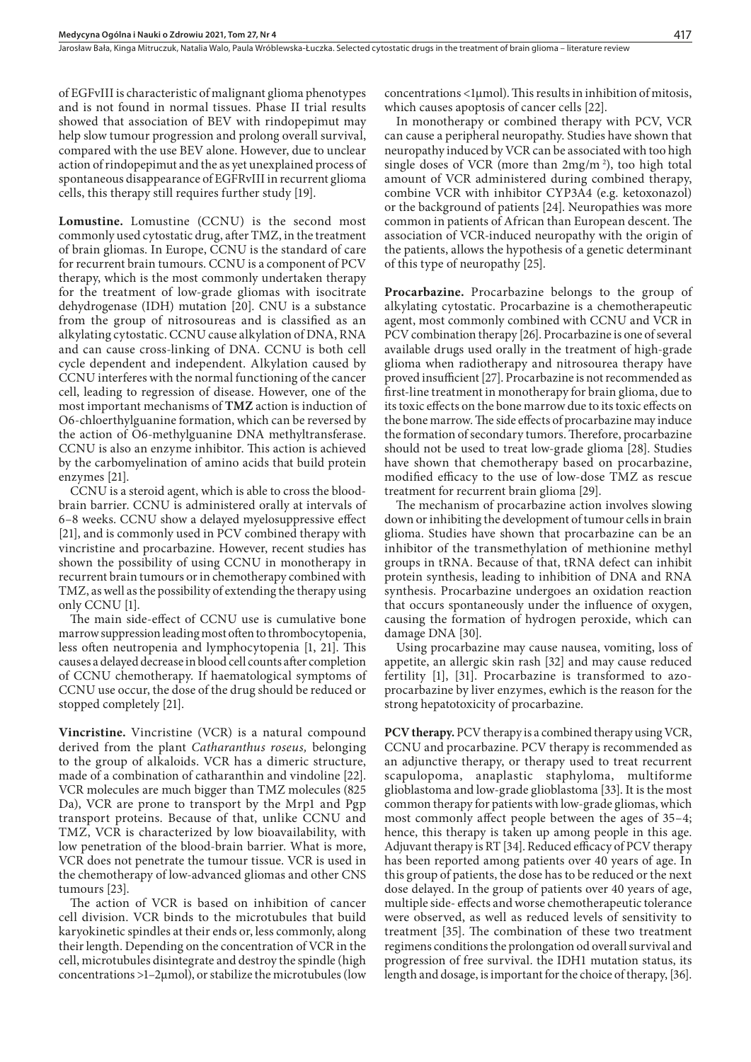of EGFvIII is characteristic of malignant glioma phenotypes and is not found in normal tissues. Phase II trial results showed that association of BEV with rindopepimut may help slow tumour progression and prolong overall survival, compared with the use BEV alone. However, due to unclear action of rindopepimut and the as yet unexplained process of spontaneous disappearance of EGFRvIII in recurrent glioma cells, this therapy still requires further study [19].

**Lomustine.** Lomustine (CCNU) is the second most commonly used cytostatic drug, after TMZ, in the treatment of brain gliomas. In Europe, CCNU is the standard of care for recurrent brain tumours. CCNU is a component of PCV therapy, which is the most commonly undertaken therapy for the treatment of low-grade gliomas with isocitrate dehydrogenase (IDH) mutation [20]. CNU is a substance from the group of nitrosoureas and is classified as an alkylating cytostatic. CCNU cause alkylation of DNA, RNA and can cause cross-linking of DNA. CCNU is both cell cycle dependent and independent. Alkylation caused by CCNU interferes with the normal functioning of the cancer cell, leading to regression of disease. However, one of the most important mechanisms of **TMZ** action is induction of O6-chloerthylguanine formation, which can be reversed by the action of O6-methylguanine DNA methyltransferase. CCNU is also an enzyme inhibitor. This action is achieved by the carbomyelination of amino acids that build protein enzymes [21].

CCNU is a steroid agent, which is able to cross the blood-brain barrier. CCNU is administered orally at intervals of 6–8 weeks. CCNU show a delayed myelosuppressive effect [21], and is commonly used in PCV combined therapy with vincristine and procarbazine. However, recent studies has shown the possibility of using CCNU in monotherapy in recurrent brain tumours or in chemotherapy combined with TMZ, as well as the possibility of extending the therapy using only CCNU [1].

The main side-effect of CCNU use is cumulative bone marrow suppression leading most often to thrombocytopenia, less often neutropenia and lymphocytopenia [1, 21]. This causes a delayed decrease in blood cell counts after completion of CCNU chemotherapy. If haematological symptoms of CCNU use occur, the dose of the drug should be reduced or stopped completely [21].

**Vincristine.** Vincristine (VCR) is a natural compound derived from the plant *Catharanthus roseus,* belonging to the group of alkaloids. VCR has a dimeric structure, made of a combination of catharanthin and vindoline [22]. VCR molecules are much bigger than TMZ molecules (825 Da), VCR are prone to transport by the Mrp1 and Pgp transport proteins. Because of that, unlike CCNU and TMZ, VCR is characterized by low bioavailability, with low penetration of the blood-brain barrier. What is more, VCR does not penetrate the tumour tissue. VCR is used in the chemotherapy of low-advanced gliomas and other CNS tumours [23].

The action of VCR is based on inhibition of cancer cell division. VCR binds to the microtubules that build karyokinetic spindles at their ends or, less commonly, along their length. Depending on the concentration of VCR in the cell, microtubules disintegrate and destroy the spindle (high concentrations >1–2μmol), or stabilize the microtubules (low concentrations <1μmol). This results in inhibition of mitosis, which causes apoptosis of cancer cells [22].

In monotherapy or combined therapy with PCV, VCR can cause a peripheral neuropathy. Studies have shown that neuropathy induced by VCR can be associated with too high single doses of VCR (more than 2mg/m $^2$), too high total amount of VCR administered during combined therapy, combine VCR with inhibitor CYP3A4 (e.g. ketoxonazol) or the background of patients [24]. Neuropathies was more common in patients of African than European descent. The association of VCR-induced neuropathy with the origin of the patients, allows the hypothesis of a genetic determinant of this type of neuropathy [25].

**Procarbazine.** Procarbazine belongs to the group of alkylating cytostatic. Procarbazine is a chemotherapeutic agent, most commonly combined with CCNU and VCR in PCV combination therapy [26]. Procarbazine is one of several available drugs used orally in the treatment of high-grade glioma when radiotherapy and nitrosourea therapy have proved insufficient [27]. Procarbazine is not recommended as first-line treatment in monotherapy for brain glioma, due to its toxic effects on the bone marrow due to its toxic effects on the bone marrow. The side effects of procarbazine may induce the formation of secondary tumors. Therefore, procarbazine should not be used to treat low-grade glioma [28]. Studies have shown that chemotherapy based on procarbazine, modified efficacy to the use of low-dose TMZ as rescue treatment for recurrent brain glioma [29].

The mechanism of procarbazine action involves slowing down or inhibiting the development of tumour cells in brain glioma. Studies have shown that procarbazine can be an inhibitor of the transmethylation of methionine methyl groups in tRNA. Because of that, tRNA defect can inhibit protein synthesis, leading to inhibition of DNA and RNA synthesis. Procarbazine undergoes an oxidation reaction that occurs spontaneously under the influence of oxygen, causing the formation of hydrogen peroxide, which can damage DNA [30].

Using procarbazine may cause nausea, vomiting, loss of appetite, an allergic skin rash [32] and may cause reduced fertility [1], [31]. Procarbazine is transformed to azo-procarbazine by liver enzymes, ewhich is the reason for the strong hepatotoxicity of procarbazine.

**PCV therapy.** PCV therapy is a combined therapy using VCR, CCNU and procarbazine. PCV therapy is recommended as an adjunctive therapy, or therapy used to treat recurrent scapulopoma, anaplastic staphyloma, multiforme glioblastoma and low-grade glioblastoma [33]. It is the most common therapy for patients with low-grade gliomas, which most commonly affect people between the ages of 35–4; hence, this therapy is taken up among people in this age. Adjuvant therapy is RT [34]. Reduced efficacy of PCV therapy has been reported among patients over 40 years of age. In this group of patients, the dose has to be reduced or the next dose delayed. In the group of patients over 40 years of age, multiple side- effects and worse chemotherapeutic tolerance were observed, as well as reduced levels of sensitivity to treatment [35]. The combination of these two treatment regimens conditions the prolongation od overall survival and progression of free survival. the IDH1 mutation status, its length and dosage, is important for the choice of therapy, [36].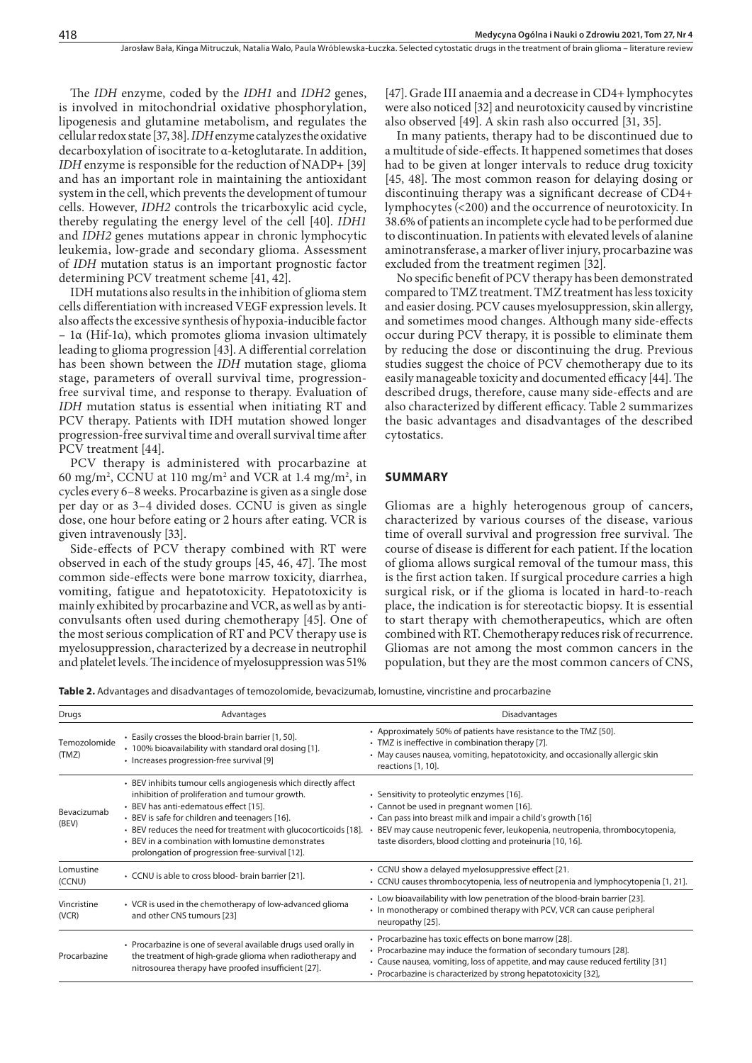The *IDH* enzyme, coded by the *IDH1* and *IDH2* genes, is involved in mitochondrial oxidative phosphorylation, lipogenesis and glutamine metabolism, and regulates the cellular redox state [37, 38]. *IDH* enzyme catalyzes the oxidative decarboxylation of isocitrate to α-ketoglutarate. In addition, *IDH* enzyme is responsible for the reduction of NADP+ [39] and has an important role in maintaining the antioxidant system in the cell, which prevents the development of tumour cells. However, *IDH2* controls the tricarboxylic acid cycle, thereby regulating the energy level of the cell [40]. *IDH1* and *IDH2* genes mutations appear in chronic lymphocytic leukemia, low-grade and secondary glioma. Assessment of *IDH* mutation status is an important prognostic factor determining PCV treatment scheme [41, 42].

IDH mutations also results in the inhibition of glioma stem cells differentiation with increased VEGF expression levels. It also affects the excessive synthesis of hypoxia-inducible factor – 1α (Hif-1α), which promotes glioma invasion ultimately leading to glioma progression [43]. A differential correlation has been shown between the *IDH* mutation stage, glioma stage, parameters of overall survival time, progression-free survival time, and response to therapy. Evaluation of *IDH* mutation status is essential when initiating RT and PCV therapy. Patients with IDH mutation showed longer progression-free survival time and overall survival time after PCV treatment [44].

PCV therapy is administered with procarbazine at 60 mg/m$^2$, CCNU at 110 mg/m$^2$ and VCR at 1.4 mg/m$^2$, in cycles every 6–8 weeks. Procarbazine is given as a single dose per day or as 3–4 divided doses. CCNU is given as single dose, one hour before eating or 2 hours after eating. VCR is given intravenously [33].

Side-effects of PCV therapy combined with RT were observed in each of the study groups [45, 46, 47]. The most common side-effects were bone marrow toxicity, diarrhea, vomiting, fatigue and hepatotoxicity. Hepatotoxicity is mainly exhibited by procarbazine and VCR, as well as by anti-convulsants often used during chemotherapy [45]. One of the most serious complication of RT and PCV therapy use is myelosuppression, characterized by a decrease in neutrophil and platelet levels. The incidence of myelosuppression was 51% [47]. Grade III anaemia and a decrease in CD4+ lymphocytes were also noticed [32] and neurotoxicity caused by vincristine also observed [49]. A skin rash also occurred [31, 35].

In many patients, therapy had to be discontinued due to a multitude of side-effects. It happened sometimes that doses had to be given at longer intervals to reduce drug toxicity [45, 48]. The most common reason for delaying dosing or discontinuing therapy was a significant decrease of CD4+ lymphocytes (<200) and the occurrence of neurotoxicity. In 38.6% of patients an incomplete cycle had to be performed due to discontinuation. In patients with elevated levels of alanine aminotransferase, a marker of liver injury, procarbazine was excluded from the treatment regimen [32].

No specific benefit of PCV therapy has been demonstrated compared to TMZ treatment. TMZ treatment has less toxicity and easier dosing. PCV causes myelosuppression, skin allergy, and sometimes mood changes. Although many side-effects occur during PCV therapy, it is possible to eliminate them by reducing the dose or discontinuing the drug. Previous studies suggest the choice of PCV chemotherapy due to its easily manageable toxicity and documented efficacy [44]. The described drugs, therefore, cause many side-effects and are also characterized by different efficacy. Table 2 summarizes the basic advantages and disadvantages of the described cytostatics.

## SUMMARY

Gliomas are a highly heterogenous group of cancers, characterized by various courses of the disease, various time of overall survival and progression free survival. The course of disease is different for each patient. If the location of glioma allows surgical removal of the tumour mass, this is the first action taken. If surgical procedure carries a high surgical risk, or if the glioma is located in hard-to-reach place, the indication is for stereotactic biopsy. It is essential to start therapy with chemotherapeutics, which are often combined with RT. Chemotherapy reduces risk of recurrence. Gliomas are not among the most common cancers in the population, but they are the most common cancers of CNS,

**Table 2.** Advantages and disadvantages of temozolomide, bevacizumab, lomustine, vincristine and procarbazine

| Drugs | Advantages | Disadvantages |
|---|---|---|
| Temozolomide (TMZ) | • Easily crosses the blood-brain barrier [1, 50].<br>• 100% bioavailability with standard oral dosing [1].<br>• Increases progression-free survival [9] | • Approximately 50% of patients have resistance to the TMZ [50].<br>• TMZ is ineffective in combination therapy [7].<br>• May causes nausea, vomiting, hepatotoxicity, and occasionally allergic skin reactions [1, 10]. |
| Bevacizumab (BEV) | • BEV inhibits tumour cells angiogenesis which directly affect inhibition of proliferation and tumour growth.<br>• BEV has anti-edematous effect [15].<br>• BEV is safe for children and teenagers [16].<br>• BEV reduces the need for treatment with glucocorticoids [18].<br>• BEV in a combination with lomustine demonstrates prolongation of progression free-survival [12]. | • Sensitivity to proteolytic enzymes [16].<br>• Cannot be used in pregnant women [16].<br>• Can pass into breast milk and impair a child's growth [16]<br>• BEV may cause neutropenic fever, leukopenia, neutropenia, thrombocytopenia, taste disorders, blood clotting and proteinuria [10, 16]. |
| Lomustine (CCNU) | • CCNU is able to cross blood- brain barrier [21]. | • CCNU show a delayed myelosuppressive effect [21.<br>• CCNU causes thrombocytopenia, less of neutropenia and lymphocytopenia [1, 21]. |
| Vincristine (VCR) | • VCR is used in the chemotherapy of low-advanced glioma and other CNS tumours [23] | • Low bioavailability with low penetration of the blood-brain barrier [23].<br>• In monotherapy or combined therapy with PCV, VCR can cause peripheral neuropathy [25]. |
| Procarbazine | • Procarbazine is one of several available drugs used orally in the treatment of high-grade glioma when radiotherapy and nitrosourea therapy have proofed insufficient [27]. | • Procarbazine has toxic effects on bone marrow [28].<br>• Procarbazine may induce the formation of secondary tumours [28].<br>• Cause nausea, vomiting, loss of appetite, and may cause reduced fertility [31]<br>• Procarbazine is characterized by strong hepatotoxicity [32], |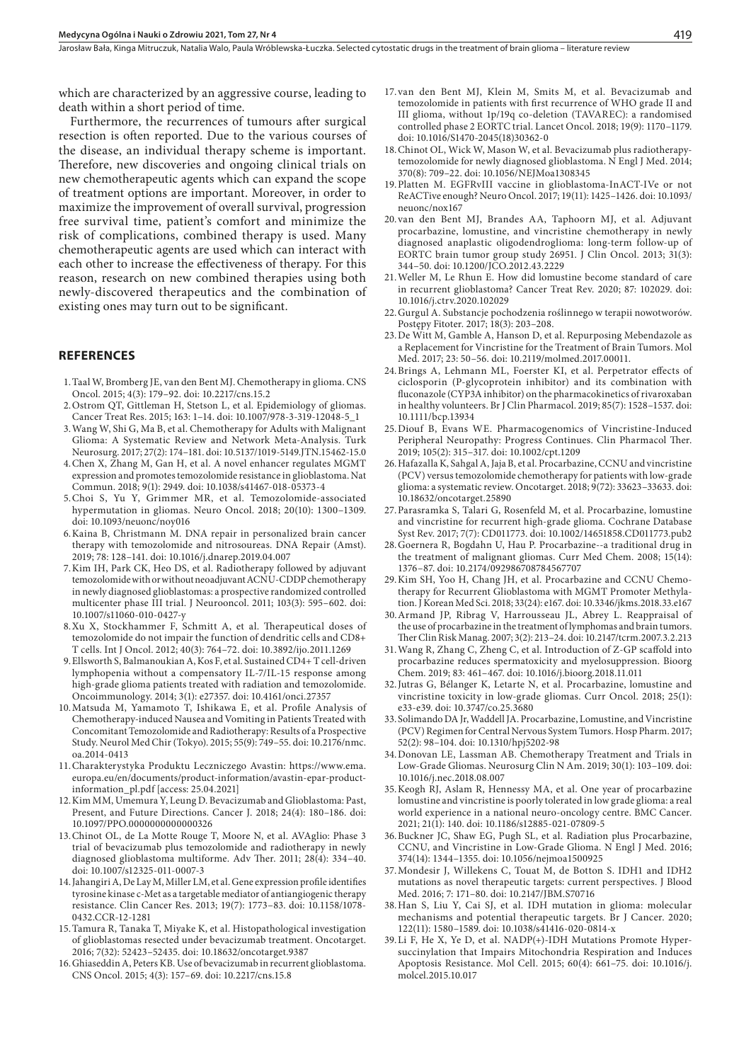which are characterized by an aggressive course, leading to death within a short period of time.

Furthermore, the recurrences of tumours after surgical resection is often reported. Due to the various courses of the disease, an individual therapy scheme is important. Therefore, new discoveries and ongoing clinical trials on new chemotherapeutic agents which can expand the scope of treatment options are important. Moreover, in order to maximize the improvement of overall survival, progression free survival time, patient's comfort and minimize the risk of complications, combined therapy is used. Many chemotherapeutic agents are used which can interact with each other to increase the effectiveness of therapy. For this reason, research on new combined therapies using both newly-discovered therapeutics and the combination of existing ones may turn out to be significant.

## REFERENCES

1. Taal W, Bromberg JE, van den Bent MJ. Chemotherapy in glioma. CNS Oncol. 2015; 4(3): 179–92. doi: 10.2217/cns.15.2
2. Ostrom QT, Gittleman H, Stetson L, et al. Epidemiology of gliomas. Cancer Treat Res. 2015; 163: 1–14. doi: 10.1007/978-3-319-12048-5_1
3. Wang W, Shi G, Ma B, et al. Chemotherapy for Adults with Malignant Glioma: A Systematic Review and Network Meta-Analysis. Turk Neurosurg. 2017; 27(2): 174–181. doi: 10.5137/1019-5149.JTN.15462-15.0
4. Chen X, Zhang M, Gan H, et al. A novel enhancer regulates MGMT expression and promotes temozolomide resistance in glioblastoma. Nat Commun. 2018; 9(1): 2949. doi: 10.1038/s41467-018-05373-4
5. Choi S, Yu Y, Grimmer MR, et al. Temozolomide-associated hypermutation in gliomas. Neuro Oncol. 2018; 20(10): 1300–1309. doi: 10.1093/neuonc/noy016
6. Kaina B, Christmann M. DNA repair in personalized brain cancer therapy with temozolomide and nitrosoureas. DNA Repair (Amst). 2019; 78: 128–141. doi: 10.1016/j.dnarep.2019.04.007
7. Kim IH, Park CK, Heo DS, et al. Radiotherapy followed by adjuvant temozolomide with or without neoadjuvant ACNU-CDDP chemotherapy in newly diagnosed glioblastomas: a prospective randomized controlled multicenter phase III trial. J Neurooncol. 2011; 103(3): 595–602. doi: 10.1007/s11060-010-0427-y
8. Xu X, Stockhammer F, Schmitt A, et al. Therapeutical doses of temozolomide do not impair the function of dendritic cells and CD8+ T cells. Int J Oncol. 2012; 40(3): 764–72. doi: 10.3892/ijo.2011.1269
9. Ellsworth S, Balmanoukian A, Kos F, et al. Sustained CD4+ T cell-driven lymphopenia without a compensatory IL-7/IL-15 response among high-grade glioma patients treated with radiation and temozolomide. Oncoimmunology. 2014; 3(1): e27357. doi: 10.4161/onci.27357
10. Matsuda M, Yamamoto T, Ishikawa E, et al. Profile Analysis of Chemotherapy-induced Nausea and Vomiting in Patients Treated with Concomitant Temozolomide and Radiotherapy: Results of a Prospective Study. Neurol Med Chir (Tokyo). 2015; 55(9): 749–55. doi: 10.2176/nmc.oa.2014-0413
11. Charakterystyka Produktu Leczniczego Avastin: https://www.ema.europa.eu/en/documents/product-information/avastin-epar-product-information_pl.pdf [access: 25.04.2021]
12. Kim MM, Umemura Y, Leung D. Bevacizumab and Glioblastoma: Past, Present, and Future Directions. Cancer J. 2018; 24(4): 180–186. doi: 10.1097/PPO.0000000000000326
13. Chinot OL, de La Motte Rouge T, Moore N, et al. AVAglio: Phase 3 trial of bevacizumab plus temozolomide and radiotherapy in newly diagnosed glioblastoma multiforme. Adv Ther. 2011; 28(4): 334–40. doi: 10.1007/s12325-011-0007-3
14. Jahangiri A, De Lay M, Miller LM, et al. Gene expression profile identifies tyrosine kinase c-Met as a targetable mediator of antiangiogenic therapy resistance. Clin Cancer Res. 2013; 19(7): 1773–83. doi: 10.1158/1078-0432.CCR-12-1281
15. Tamura R, Tanaka T, Miyake K, et al. Histopathological investigation of glioblastomas resected under bevacizumab treatment. Oncotarget. 2016; 7(32): 52423–52435. doi: 10.18632/oncotarget.9387
16. Ghiaseddin A, Peters KB. Use of bevacizumab in recurrent glioblastoma. CNS Oncol. 2015; 4(3): 157–69. doi: 10.2217/cns.15.8
17. van den Bent MJ, Klein M, Smits M, et al. Bevacizumab and temozolomide in patients with first recurrence of WHO grade II and III glioma, without 1p/19q co-deletion (TAVAREC): a randomised controlled phase 2 EORTC trial. Lancet Oncol. 2018; 19(9): 1170–1179. doi: 10.1016/S1470-2045(18)30362-0
18. Chinot OL, Wick W, Mason W, et al. Bevacizumab plus radiotherapy-temozolomide for newly diagnosed glioblastoma. N Engl J Med. 2014; 370(8): 709–22. doi: 10.1056/NEJMoa1308345
19. Platten M. EGFRvIII vaccine in glioblastoma-InACT-IVe or not ReACTive enough? Neuro Oncol. 2017; 19(11): 1425–1426. doi: 10.1093/neuonc/nox167
20. van den Bent MJ, Brandes AA, Taphoorn MJ, et al. Adjuvant procarbazine, lomustine, and vincristine chemotherapy in newly diagnosed anaplastic oligodendroglioma: long-term follow-up of EORTC brain tumor group study 26951. J Clin Oncol. 2013; 31(3): 344–50. doi: 10.1200/JCO.2012.43.2229
21. Weller M, Le Rhun E. How did lomustine become standard of care in recurrent glioblastoma? Cancer Treat Rev. 2020; 87: 102029. doi: 10.1016/j.ctrv.2020.102029
22. Gurgul A. Substancje pochodzenia roślinnego w terapii nowotworów. Postępy Fitoter. 2017; 18(3): 203–208.
23. De Witt M, Gamble A, Hanson D, et al. Repurposing Mebendazole as a Replacement for Vincristine for the Treatment of Brain Tumors. Mol Med. 2017; 23: 50–56. doi: 10.2119/molmed.2017.00011.
24. Brings A, Lehmann ML, Foerster KI, et al. Perpetrator effects of ciclosporin (P-glycoprotein inhibitor) and its combination with fluconazole (CYP3A inhibitor) on the pharmacokinetics of rivaroxaban in healthy volunteers. Br J Clin Pharmacol. 2019; 85(7): 1528–1537. doi: 10.1111/bcp.13934
25. Diouf B, Evans WE. Pharmacogenomics of Vincristine-Induced Peripheral Neuropathy: Progress Continues. Clin Pharmacol Ther. 2019; 105(2): 315–317. doi: 10.1002/cpt.1209
26. Hafazalla K, Sahgal A, Jaja B, et al. Procarbazine, CCNU and vincristine (PCV) versus temozolomide chemotherapy for patients with low-grade glioma: a systematic review. Oncotarget. 2018; 9(72): 33623–33633. doi: 10.18632/oncotarget.25890
27. Parasramka S, Talari G, Rosenfeld M, et al. Procarbazine, lomustine and vincristine for recurrent high-grade glioma. Cochrane Database Syst Rev. 2017; 7(7): CD011773. doi: 10.1002/14651858.CD011773.pub2
28. Goernera R, Bogdahn U, Hau P. Procarbazine--a traditional drug in the treatment of malignant gliomas. Curr Med Chem. 2008; 15(14): 1376–87. doi: 10.2174/092986708784567707
29. Kim SH, Yoo H, Chang JH, et al. Procarbazine and CCNU Chemotherapy for Recurrent Glioblastoma with MGMT Promoter Methylation. J Korean Med Sci. 2018; 33(24): e167. doi: 10.3346/jkms.2018.33.e167
30. Armand JP, Ribrag V, Harrousseau JL, Abrey L. Reappraisal of the use of procarbazine in the treatment of lymphomas and brain tumors. Ther Clin Risk Manag. 2007; 3(2): 213–24. doi: 10.2147/tcrm.2007.3.2.213
31. Wang R, Zhang C, Zheng C, et al. Introduction of Z-GP scaffold into procarbazine reduces spermatoxicity and myelosuppression. Bioorg Chem. 2019; 83: 461–467. doi: 10.1016/j.bioorg.2018.11.011
32. Jutras G, Bélanger K, Letarte N, et al. Procarbazine, lomustine and vincristine toxicity in low-grade gliomas. Curr Oncol. 2018; 25(1): e33-e39. doi: 10.3747/co.25.3680
33. Solimando DA Jr, Waddell JA. Procarbazine, Lomustine, and Vincristine (PCV) Regimen for Central Nervous System Tumors. Hosp Pharm. 2017; 52(2): 98–104. doi: 10.1310/hpj5202-98
34. Donovan LE, Lassman AB. Chemotherapy Treatment and Trials in Low-Grade Gliomas. Neurosurg Clin N Am. 2019; 30(1): 103–109. doi: 10.1016/j.nec.2018.08.007
35. Keogh RJ, Aslam R, Hennessy MA, et al. One year of procarbazine lomustine and vincristine is poorly tolerated in low grade glioma: a real world experience in a national neuro-oncology centre. BMC Cancer. 2021; 21(1): 140. doi: 10.1186/s12885-021-07809-5
36. Buckner JC, Shaw EG, Pugh SL, et al. Radiation plus Procarbazine, CCNU, and Vincristine in Low-Grade Glioma. N Engl J Med. 2016; 374(14): 1344–1355. doi: 10.1056/nejmoa1500925
37. Mondesir J, Willekens C, Touat M, de Botton S. IDH1 and IDH2 mutations as novel therapeutic targets: current perspectives. J Blood Med. 2016; 7: 171–80. doi: 10.2147/JBM.S70716
38. Han S, Liu Y, Cai SJ, et al. IDH mutation in glioma: molecular mechanisms and potential therapeutic targets. Br J Cancer. 2020; 122(11): 1580–1589. doi: 10.1038/s41416-020-0814-x
39. Li F, He X, Ye D, et al. NADP(+)-IDH Mutations Promote Hypersuccinylation that Impairs Mitochondria Respiration and Induces Apoptosis Resistance. Mol Cell. 2015; 60(4): 661–75. doi: 10.1016/j.molcel.2015.10.017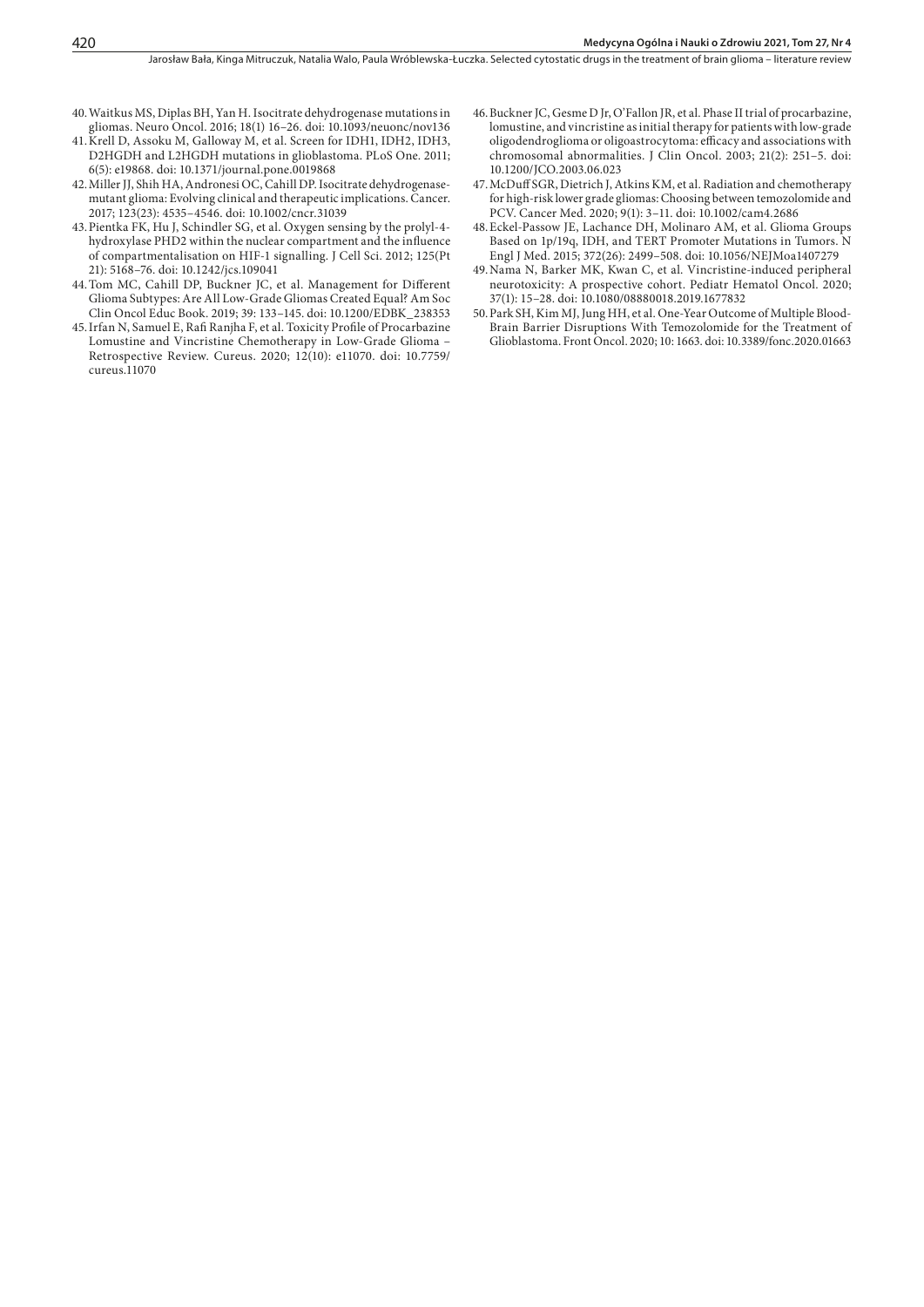40. Waitkus MS, Diplas BH, Yan H. Isocitrate dehydrogenase mutations in gliomas. Neuro Oncol. 2016; 18(1) 16–26. doi: 10.1093/neuonc/nov136
41. Krell D, Assoku M, Galloway M, et al. Screen for IDH1, IDH2, IDH3, D2HGDH and L2HGDH mutations in glioblastoma. PLoS One. 2011; 6(5): e19868. doi: 10.1371/journal.pone.0019868
42. Miller JJ, Shih HA, Andronesi OC, Cahill DP. Isocitrate dehydrogenase-mutant glioma: Evolving clinical and therapeutic implications. Cancer. 2017; 123(23): 4535–4546. doi: 10.1002/cncr.31039
43. Pientka FK, Hu J, Schindler SG, et al. Oxygen sensing by the prolyl-4-hydroxylase PHD2 within the nuclear compartment and the influence of compartmentalisation on HIF-1 signalling. J Cell Sci. 2012; 125(Pt 21): 5168–76. doi: 10.1242/jcs.109041
44. Tom MC, Cahill DP, Buckner JC, et al. Management for Different Glioma Subtypes: Are All Low-Grade Gliomas Created Equal? Am Soc Clin Oncol Educ Book. 2019; 39: 133–145. doi: 10.1200/EDBK_238353
45. Irfan N, Samuel E, Rafi Ranjha F, et al. Toxicity Profile of Procarbazine Lomustine and Vincristine Chemotherapy in Low-Grade Glioma – Retrospective Review. Cureus. 2020; 12(10): e11070. doi: 10.7759/cureus.11070
46. Buckner JC, Gesme D Jr, O'Fallon JR, et al. Phase II trial of procarbazine, lomustine, and vincristine as initial therapy for patients with low-grade oligodendroglioma or oligoastrocytoma: efficacy and associations with chromosomal abnormalities. J Clin Oncol. 2003; 21(2): 251–5. doi: 10.1200/JCO.2003.06.023
47. McDuff SGR, Dietrich J, Atkins KM, et al. Radiation and chemotherapy for high-risk lower grade gliomas: Choosing between temozolomide and PCV. Cancer Med. 2020; 9(1): 3–11. doi: 10.1002/cam4.2686
48. Eckel-Passow JE, Lachance DH, Molinaro AM, et al. Glioma Groups Based on 1p/19q, IDH, and TERT Promoter Mutations in Tumors. N Engl J Med. 2015; 372(26): 2499–508. doi: 10.1056/NEJMoa1407279
49. Nama N, Barker MK, Kwan C, et al. Vincristine-induced peripheral neurotoxicity: A prospective cohort. Pediatr Hematol Oncol. 2020; 37(1): 15–28. doi: 10.1080/08880018.2019.1677832
50. Park SH, Kim MJ, Jung HH, et al. One-Year Outcome of Multiple Blood-Brain Barrier Disruptions With Temozolomide for the Treatment of Glioblastoma. Front Oncol. 2020; 10: 1663. doi: 10.3389/fonc.2020.01663